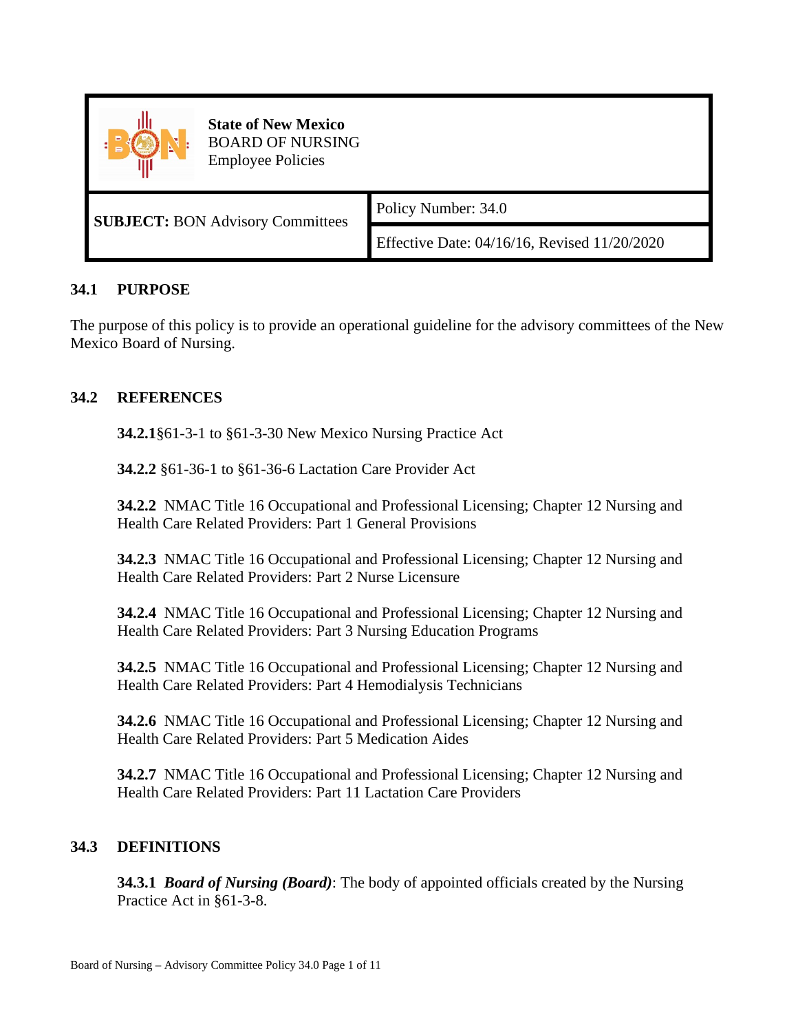| State of New Mexico BOARD OF NURSING Employee Policies | |
|---|---|
| **SUBJECT:** BON Advisory Committees | Policy Number: 34.0 |
| | Effective Date: 04/16/16, Revised 11/20/2020 |

## 34.1 PURPOSE

The purpose of this policy is to provide an operational guideline for the advisory committees of the New Mexico Board of Nursing.

## 34.2 REFERENCES

**34.2.1**§61-3-1 to §61-3-30 New Mexico Nursing Practice Act

**34.2.2** §61-36-1 to §61-36-6 Lactation Care Provider Act

**34.2.2** NMAC Title 16 Occupational and Professional Licensing; Chapter 12 Nursing and Health Care Related Providers: Part 1 General Provisions

**34.2.3** NMAC Title 16 Occupational and Professional Licensing; Chapter 12 Nursing and Health Care Related Providers: Part 2 Nurse Licensure

**34.2.4** NMAC Title 16 Occupational and Professional Licensing; Chapter 12 Nursing and Health Care Related Providers: Part 3 Nursing Education Programs

**34.2.5** NMAC Title 16 Occupational and Professional Licensing; Chapter 12 Nursing and Health Care Related Providers: Part 4 Hemodialysis Technicians

**34.2.6** NMAC Title 16 Occupational and Professional Licensing; Chapter 12 Nursing and Health Care Related Providers: Part 5 Medication Aides

**34.2.7** NMAC Title 16 Occupational and Professional Licensing; Chapter 12 Nursing and Health Care Related Providers: Part 11 Lactation Care Providers

## 34.3 DEFINITIONS

**34.3.1** ***Board of Nursing (Board)***: The body of appointed officials created by the Nursing Practice Act in §61-3-8.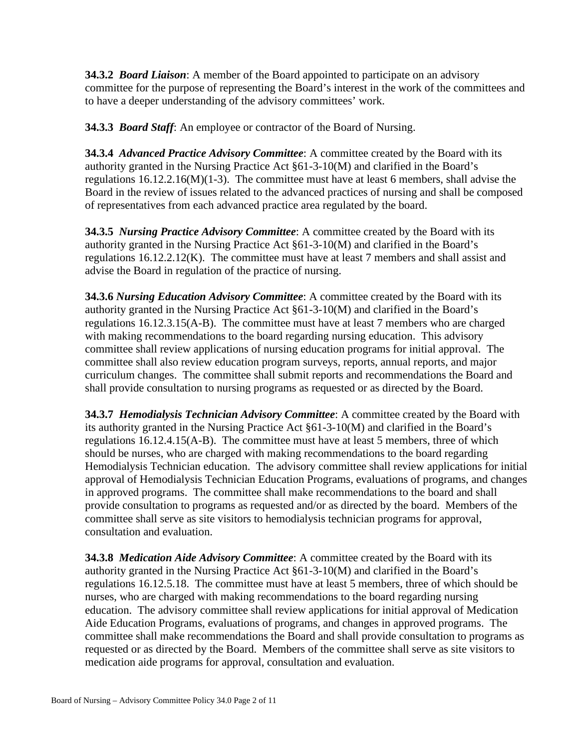**34.3.2** ***Board Liaison***: A member of the Board appointed to participate on an advisory committee for the purpose of representing the Board's interest in the work of the committees and to have a deeper understanding of the advisory committees' work.

**34.3.3** ***Board Staff***: An employee or contractor of the Board of Nursing.

**34.3.4** ***Advanced Practice Advisory Committee***: A committee created by the Board with its authority granted in the Nursing Practice Act §61-3-10(M) and clarified in the Board's regulations 16.12.2.16(M)(1-3). The committee must have at least 6 members, shall advise the Board in the review of issues related to the advanced practices of nursing and shall be composed of representatives from each advanced practice area regulated by the board.

**34.3.5** ***Nursing Practice Advisory Committee***: A committee created by the Board with its authority granted in the Nursing Practice Act §61-3-10(M) and clarified in the Board's regulations 16.12.2.12(K). The committee must have at least 7 members and shall assist and advise the Board in regulation of the practice of nursing.

**34.3.6** ***Nursing Education Advisory Committee***: A committee created by the Board with its authority granted in the Nursing Practice Act §61-3-10(M) and clarified in the Board's regulations 16.12.3.15(A-B). The committee must have at least 7 members who are charged with making recommendations to the board regarding nursing education. This advisory committee shall review applications of nursing education programs for initial approval. The committee shall also review education program surveys, reports, annual reports, and major curriculum changes. The committee shall submit reports and recommendations the Board and shall provide consultation to nursing programs as requested or as directed by the Board.

**34.3.7** ***Hemodialysis Technician Advisory Committee***: A committee created by the Board with its authority granted in the Nursing Practice Act §61-3-10(M) and clarified in the Board's regulations 16.12.4.15(A-B). The committee must have at least 5 members, three of which should be nurses, who are charged with making recommendations to the board regarding Hemodialysis Technician education. The advisory committee shall review applications for initial approval of Hemodialysis Technician Education Programs, evaluations of programs, and changes in approved programs. The committee shall make recommendations to the board and shall provide consultation to programs as requested and/or as directed by the board. Members of the committee shall serve as site visitors to hemodialysis technician programs for approval, consultation and evaluation.

**34.3.8** ***Medication Aide Advisory Committee***: A committee created by the Board with its authority granted in the Nursing Practice Act §61-3-10(M) and clarified in the Board's regulations 16.12.5.18. The committee must have at least 5 members, three of which should be nurses, who are charged with making recommendations to the board regarding nursing education. The advisory committee shall review applications for initial approval of Medication Aide Education Programs, evaluations of programs, and changes in approved programs. The committee shall make recommendations the Board and shall provide consultation to programs as requested or as directed by the Board. Members of the committee shall serve as site visitors to medication aide programs for approval, consultation and evaluation.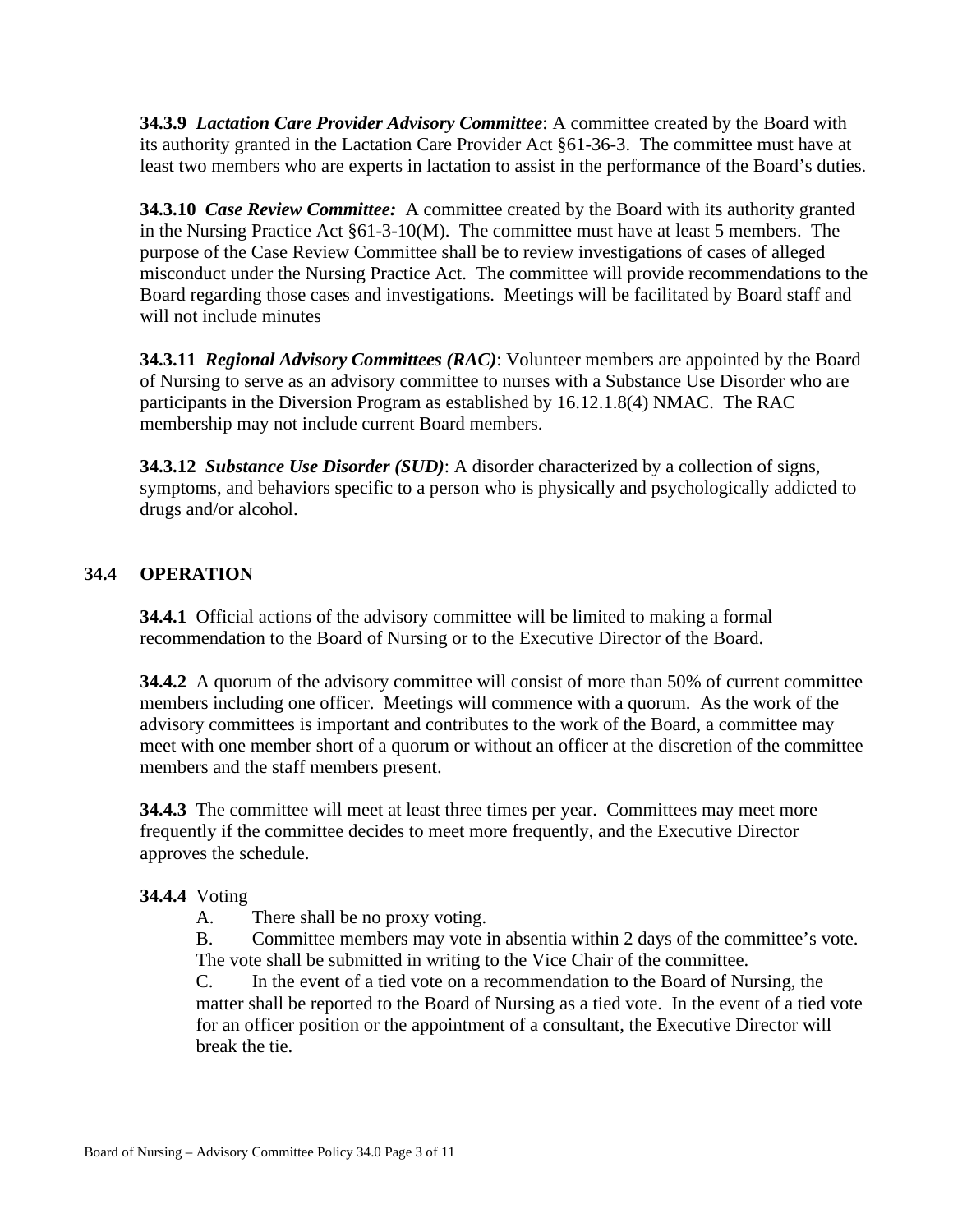**34.3.9** ***Lactation Care Provider Advisory Committee***: A committee created by the Board with its authority granted in the Lactation Care Provider Act §61-36-3. The committee must have at least two members who are experts in lactation to assist in the performance of the Board's duties.

**34.3.10** ***Case Review Committee:*** A committee created by the Board with its authority granted in the Nursing Practice Act §61-3-10(M). The committee must have at least 5 members. The purpose of the Case Review Committee shall be to review investigations of cases of alleged misconduct under the Nursing Practice Act. The committee will provide recommendations to the Board regarding those cases and investigations. Meetings will be facilitated by Board staff and will not include minutes

**34.3.11** ***Regional Advisory Committees (RAC)***: Volunteer members are appointed by the Board of Nursing to serve as an advisory committee to nurses with a Substance Use Disorder who are participants in the Diversion Program as established by 16.12.1.8(4) NMAC. The RAC membership may not include current Board members.

**34.3.12** ***Substance Use Disorder (SUD)***: A disorder characterized by a collection of signs, symptoms, and behaviors specific to a person who is physically and psychologically addicted to drugs and/or alcohol.

## 34.4 OPERATION

**34.4.1** Official actions of the advisory committee will be limited to making a formal recommendation to the Board of Nursing or to the Executive Director of the Board.

**34.4.2** A quorum of the advisory committee will consist of more than 50% of current committee members including one officer. Meetings will commence with a quorum. As the work of the advisory committees is important and contributes to the work of the Board, a committee may meet with one member short of a quorum or without an officer at the discretion of the committee members and the staff members present.

**34.4.3** The committee will meet at least three times per year. Committees may meet more frequently if the committee decides to meet more frequently, and the Executive Director approves the schedule.

**34.4.4** Voting

A. There shall be no proxy voting.

B. Committee members may vote in absentia within 2 days of the committee's vote. The vote shall be submitted in writing to the Vice Chair of the committee.

C. In the event of a tied vote on a recommendation to the Board of Nursing, the matter shall be reported to the Board of Nursing as a tied vote. In the event of a tied vote for an officer position or the appointment of a consultant, the Executive Director will break the tie.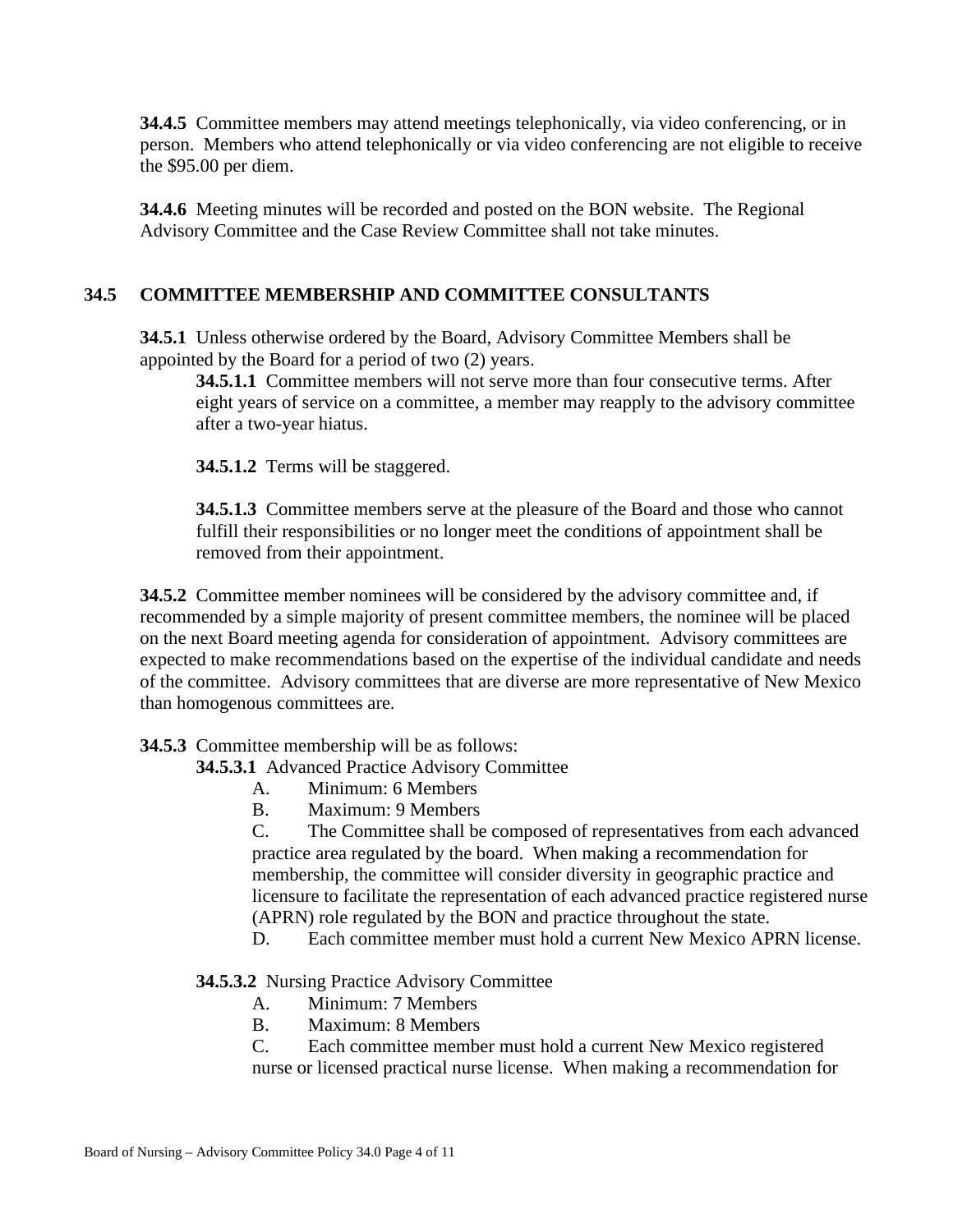**34.4.5** Committee members may attend meetings telephonically, via video conferencing, or in person. Members who attend telephonically or via video conferencing are not eligible to receive the $95.00 per diem.

**34.4.6** Meeting minutes will be recorded and posted on the BON website. The Regional Advisory Committee and the Case Review Committee shall not take minutes.

## 34.5 COMMITTEE MEMBERSHIP AND COMMITTEE CONSULTANTS

**34.5.1** Unless otherwise ordered by the Board, Advisory Committee Members shall be appointed by the Board for a period of two (2) years.

**34.5.1.1** Committee members will not serve more than four consecutive terms. After eight years of service on a committee, a member may reapply to the advisory committee after a two-year hiatus.

**34.5.1.2** Terms will be staggered.

**34.5.1.3** Committee members serve at the pleasure of the Board and those who cannot fulfill their responsibilities or no longer meet the conditions of appointment shall be removed from their appointment.

**34.5.2** Committee member nominees will be considered by the advisory committee and, if recommended by a simple majority of present committee members, the nominee will be placed on the next Board meeting agenda for consideration of appointment. Advisory committees are expected to make recommendations based on the expertise of the individual candidate and needs of the committee. Advisory committees that are diverse are more representative of New Mexico than homogenous committees are.

**34.5.3** Committee membership will be as follows:

**34.5.3.1** Advanced Practice Advisory Committee

A. Minimum: 6 Members

B. Maximum: 9 Members

C. The Committee shall be composed of representatives from each advanced practice area regulated by the board. When making a recommendation for membership, the committee will consider diversity in geographic practice and licensure to facilitate the representation of each advanced practice registered nurse (APRN) role regulated by the BON and practice throughout the state.

D. Each committee member must hold a current New Mexico APRN license.

**34.5.3.2** Nursing Practice Advisory Committee

A. Minimum: 7 Members

B. Maximum: 8 Members

C. Each committee member must hold a current New Mexico registered nurse or licensed practical nurse license. When making a recommendation for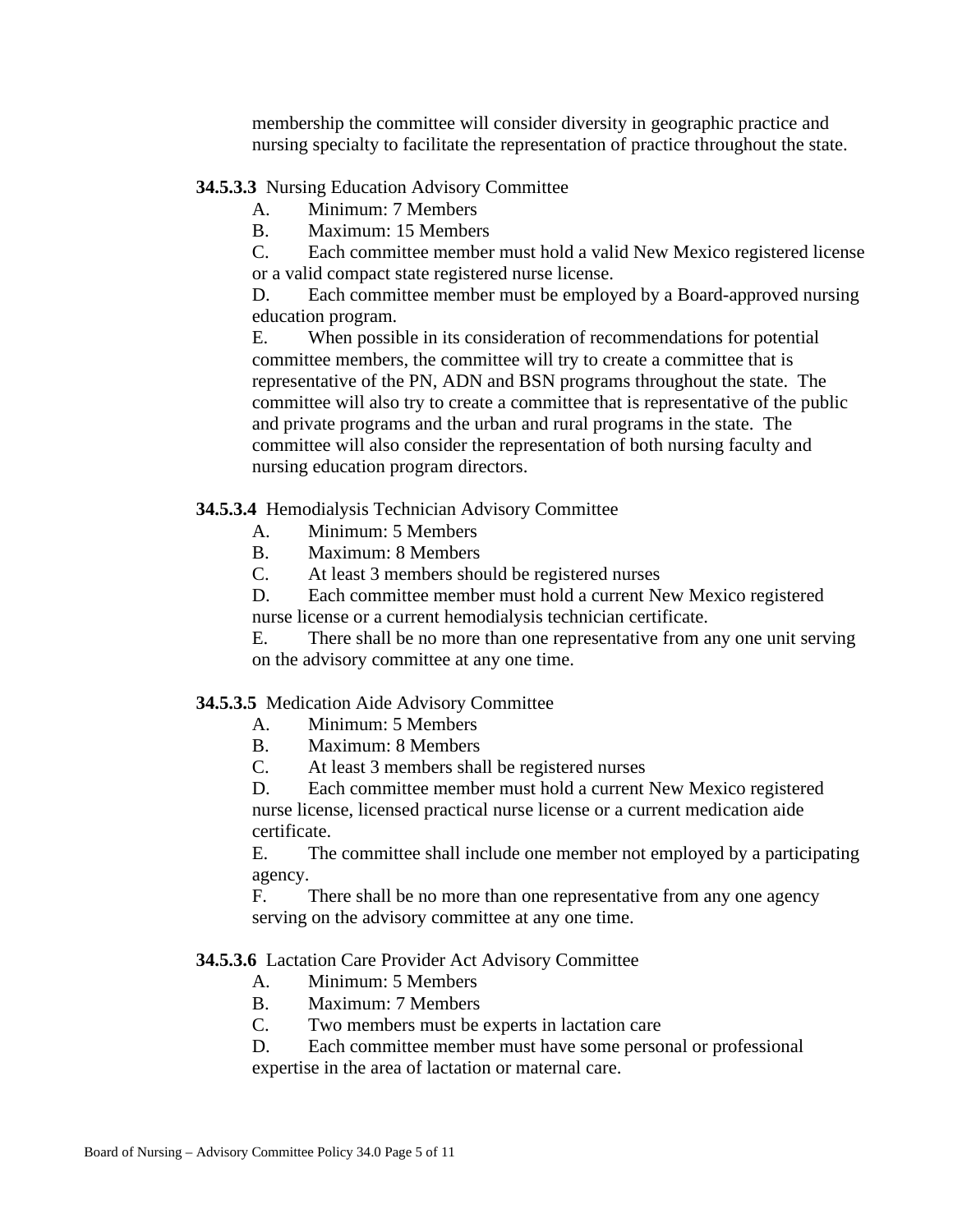membership the committee will consider diversity in geographic practice and nursing specialty to facilitate the representation of practice throughout the state.

**34.5.3.3** Nursing Education Advisory Committee

A. Minimum: 7 Members

B. Maximum: 15 Members

C. Each committee member must hold a valid New Mexico registered license or a valid compact state registered nurse license.

D. Each committee member must be employed by a Board-approved nursing education program.

E. When possible in its consideration of recommendations for potential committee members, the committee will try to create a committee that is representative of the PN, ADN and BSN programs throughout the state. The committee will also try to create a committee that is representative of the public and private programs and the urban and rural programs in the state. The committee will also consider the representation of both nursing faculty and nursing education program directors.

**34.5.3.4** Hemodialysis Technician Advisory Committee

A. Minimum: 5 Members

B. Maximum: 8 Members

C. At least 3 members should be registered nurses

D. Each committee member must hold a current New Mexico registered nurse license or a current hemodialysis technician certificate.

E. There shall be no more than one representative from any one unit serving on the advisory committee at any one time.

**34.5.3.5** Medication Aide Advisory Committee

A. Minimum: 5 Members

B. Maximum: 8 Members

C. At least 3 members shall be registered nurses

D. Each committee member must hold a current New Mexico registered nurse license, licensed practical nurse license or a current medication aide certificate.

E. The committee shall include one member not employed by a participating agency.

F. There shall be no more than one representative from any one agency serving on the advisory committee at any one time.

**34.5.3.6** Lactation Care Provider Act Advisory Committee

A. Minimum: 5 Members

B. Maximum: 7 Members

C. Two members must be experts in lactation care

D. Each committee member must have some personal or professional expertise in the area of lactation or maternal care.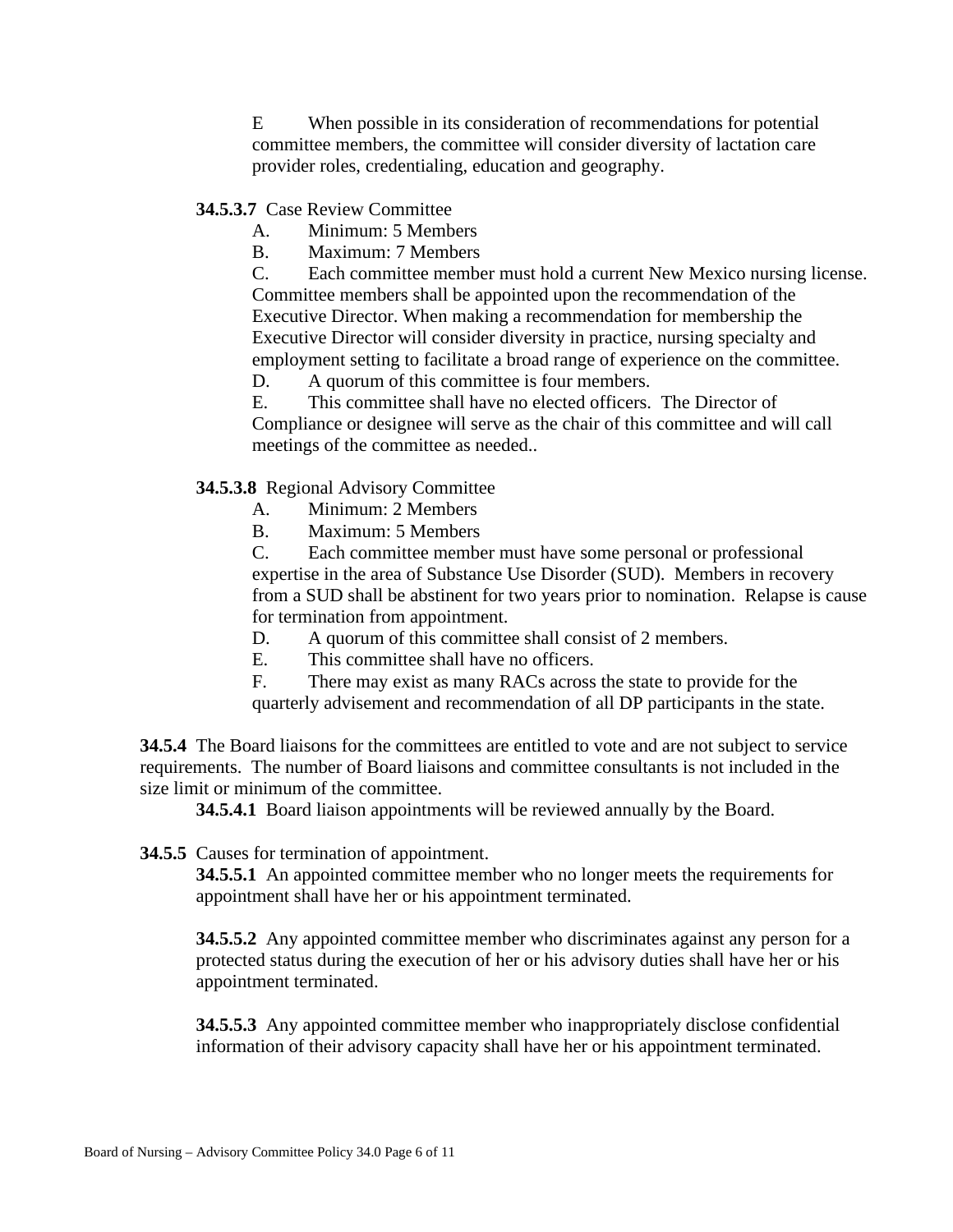E When possible in its consideration of recommendations for potential committee members, the committee will consider diversity of lactation care provider roles, credentialing, education and geography.

**34.5.3.7** Case Review Committee

A. Minimum: 5 Members

B. Maximum: 7 Members

C. Each committee member must hold a current New Mexico nursing license. Committee members shall be appointed upon the recommendation of the Executive Director. When making a recommendation for membership the Executive Director will consider diversity in practice, nursing specialty and employment setting to facilitate a broad range of experience on the committee.

D. A quorum of this committee is four members.

E. This committee shall have no elected officers. The Director of Compliance or designee will serve as the chair of this committee and will call meetings of the committee as needed..

**34.5.3.8** Regional Advisory Committee

A. Minimum: 2 Members

B. Maximum: 5 Members

C. Each committee member must have some personal or professional expertise in the area of Substance Use Disorder (SUD). Members in recovery from a SUD shall be abstinent for two years prior to nomination. Relapse is cause for termination from appointment.

D. A quorum of this committee shall consist of 2 members.

E. This committee shall have no officers.

F. There may exist as many RACs across the state to provide for the quarterly advisement and recommendation of all DP participants in the state.

**34.5.4** The Board liaisons for the committees are entitled to vote and are not subject to service requirements. The number of Board liaisons and committee consultants is not included in the size limit or minimum of the committee.

**34.5.4.1** Board liaison appointments will be reviewed annually by the Board.

**34.5.5** Causes for termination of appointment.

**34.5.5.1** An appointed committee member who no longer meets the requirements for appointment shall have her or his appointment terminated.

**34.5.5.2** Any appointed committee member who discriminates against any person for a protected status during the execution of her or his advisory duties shall have her or his appointment terminated.

**34.5.5.3** Any appointed committee member who inappropriately disclose confidential information of their advisory capacity shall have her or his appointment terminated.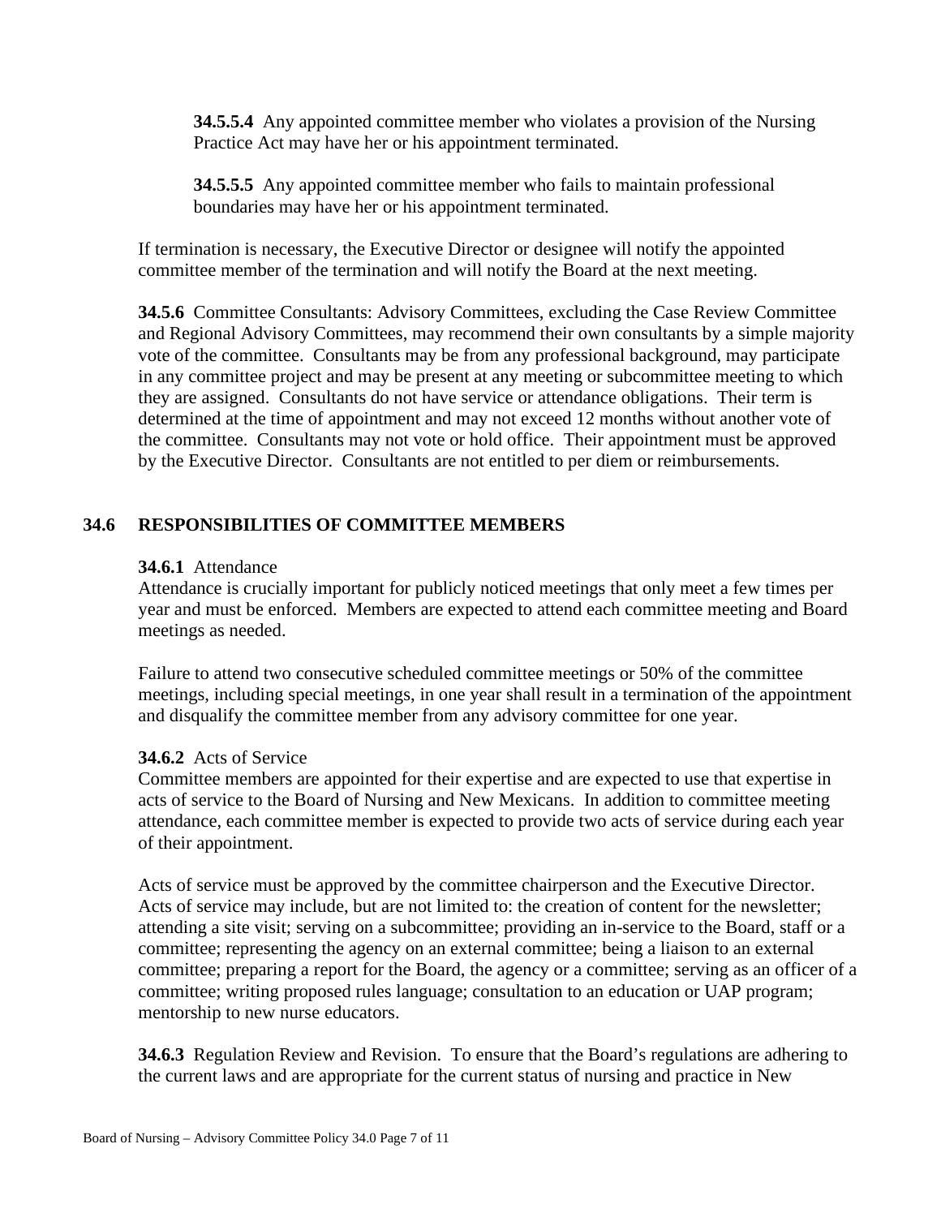**34.5.5.4** Any appointed committee member who violates a provision of the Nursing Practice Act may have her or his appointment terminated.

**34.5.5.5** Any appointed committee member who fails to maintain professional boundaries may have her or his appointment terminated.

If termination is necessary, the Executive Director or designee will notify the appointed committee member of the termination and will notify the Board at the next meeting.

**34.5.6** Committee Consultants: Advisory Committees, excluding the Case Review Committee and Regional Advisory Committees, may recommend their own consultants by a simple majority vote of the committee. Consultants may be from any professional background, may participate in any committee project and may be present at any meeting or subcommittee meeting to which they are assigned. Consultants do not have service or attendance obligations. Their term is determined at the time of appointment and may not exceed 12 months without another vote of the committee. Consultants may not vote or hold office. Their appointment must be approved by the Executive Director. Consultants are not entitled to per diem or reimbursements.

## 34.6 RESPONSIBILITIES OF COMMITTEE MEMBERS

**34.6.1** Attendance
Attendance is crucially important for publicly noticed meetings that only meet a few times per year and must be enforced. Members are expected to attend each committee meeting and Board meetings as needed.

Failure to attend two consecutive scheduled committee meetings or 50% of the committee meetings, including special meetings, in one year shall result in a termination of the appointment and disqualify the committee member from any advisory committee for one year.

**34.6.2** Acts of Service
Committee members are appointed for their expertise and are expected to use that expertise in acts of service to the Board of Nursing and New Mexicans. In addition to committee meeting attendance, each committee member is expected to provide two acts of service during each year of their appointment.

Acts of service must be approved by the committee chairperson and the Executive Director. Acts of service may include, but are not limited to: the creation of content for the newsletter; attending a site visit; serving on a subcommittee; providing an in-service to the Board, staff or a committee; representing the agency on an external committee; being a liaison to an external committee; preparing a report for the Board, the agency or a committee; serving as an officer of a committee; writing proposed rules language; consultation to an education or UAP program; mentorship to new nurse educators.

**34.6.3** Regulation Review and Revision. To ensure that the Board's regulations are adhering to the current laws and are appropriate for the current status of nursing and practice in New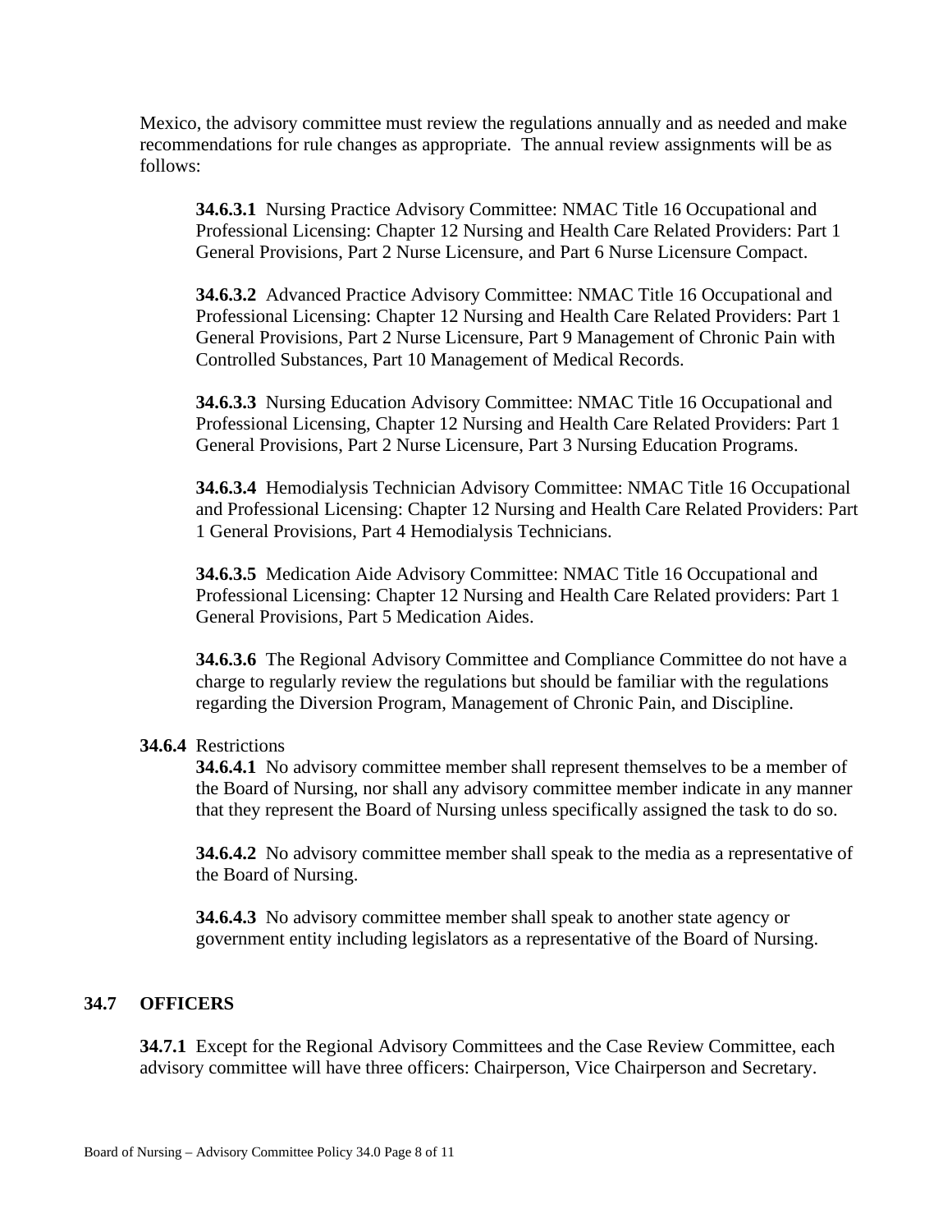Mexico, the advisory committee must review the regulations annually and as needed and make recommendations for rule changes as appropriate. The annual review assignments will be as follows:

**34.6.3.1** Nursing Practice Advisory Committee: NMAC Title 16 Occupational and Professional Licensing: Chapter 12 Nursing and Health Care Related Providers: Part 1 General Provisions, Part 2 Nurse Licensure, and Part 6 Nurse Licensure Compact.

**34.6.3.2** Advanced Practice Advisory Committee: NMAC Title 16 Occupational and Professional Licensing: Chapter 12 Nursing and Health Care Related Providers: Part 1 General Provisions, Part 2 Nurse Licensure, Part 9 Management of Chronic Pain with Controlled Substances, Part 10 Management of Medical Records.

**34.6.3.3** Nursing Education Advisory Committee: NMAC Title 16 Occupational and Professional Licensing, Chapter 12 Nursing and Health Care Related Providers: Part 1 General Provisions, Part 2 Nurse Licensure, Part 3 Nursing Education Programs.

**34.6.3.4** Hemodialysis Technician Advisory Committee: NMAC Title 16 Occupational and Professional Licensing: Chapter 12 Nursing and Health Care Related Providers: Part 1 General Provisions, Part 4 Hemodialysis Technicians.

**34.6.3.5** Medication Aide Advisory Committee: NMAC Title 16 Occupational and Professional Licensing: Chapter 12 Nursing and Health Care Related providers: Part 1 General Provisions, Part 5 Medication Aides.

**34.6.3.6** The Regional Advisory Committee and Compliance Committee do not have a charge to regularly review the regulations but should be familiar with the regulations regarding the Diversion Program, Management of Chronic Pain, and Discipline.

**34.6.4** Restrictions

**34.6.4.1** No advisory committee member shall represent themselves to be a member of the Board of Nursing, nor shall any advisory committee member indicate in any manner that they represent the Board of Nursing unless specifically assigned the task to do so.

**34.6.4.2** No advisory committee member shall speak to the media as a representative of the Board of Nursing.

**34.6.4.3** No advisory committee member shall speak to another state agency or government entity including legislators as a representative of the Board of Nursing.

## 34.7 OFFICERS

**34.7.1** Except for the Regional Advisory Committees and the Case Review Committee, each advisory committee will have three officers: Chairperson, Vice Chairperson and Secretary.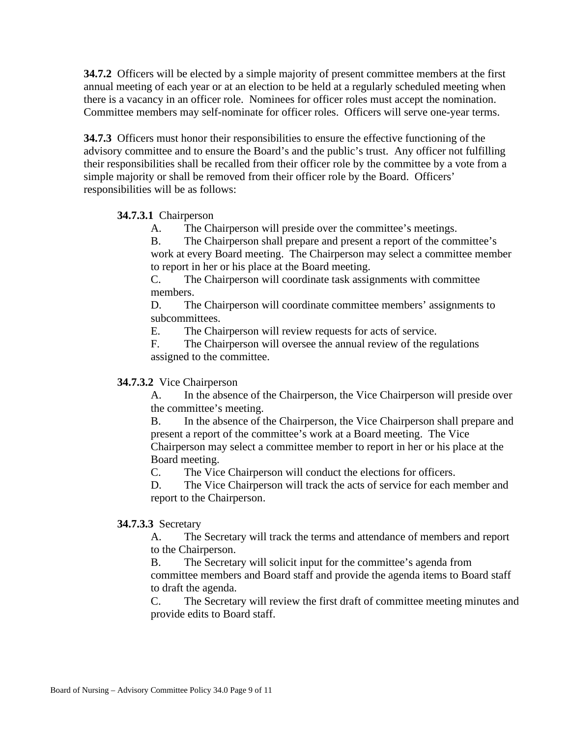**34.7.2** Officers will be elected by a simple majority of present committee members at the first annual meeting of each year or at an election to be held at a regularly scheduled meeting when there is a vacancy in an officer role. Nominees for officer roles must accept the nomination. Committee members may self-nominate for officer roles. Officers will serve one-year terms.

**34.7.3** Officers must honor their responsibilities to ensure the effective functioning of the advisory committee and to ensure the Board's and the public's trust. Any officer not fulfilling their responsibilities shall be recalled from their officer role by the committee by a vote from a simple majority or shall be removed from their officer role by the Board. Officers' responsibilities will be as follows:

**34.7.3.1** Chairperson

A. The Chairperson will preside over the committee's meetings.

B. The Chairperson shall prepare and present a report of the committee's work at every Board meeting. The Chairperson may select a committee member to report in her or his place at the Board meeting.

C. The Chairperson will coordinate task assignments with committee members.

D. The Chairperson will coordinate committee members' assignments to subcommittees.

E. The Chairperson will review requests for acts of service.

F. The Chairperson will oversee the annual review of the regulations assigned to the committee.

**34.7.3.2** Vice Chairperson

A. In the absence of the Chairperson, the Vice Chairperson will preside over the committee's meeting.

B. In the absence of the Chairperson, the Vice Chairperson shall prepare and present a report of the committee's work at a Board meeting. The Vice Chairperson may select a committee member to report in her or his place at the Board meeting.

C. The Vice Chairperson will conduct the elections for officers.

D. The Vice Chairperson will track the acts of service for each member and report to the Chairperson.

**34.7.3.3** Secretary

A. The Secretary will track the terms and attendance of members and report to the Chairperson.

B. The Secretary will solicit input for the committee's agenda from committee members and Board staff and provide the agenda items to Board staff to draft the agenda.

C. The Secretary will review the first draft of committee meeting minutes and provide edits to Board staff.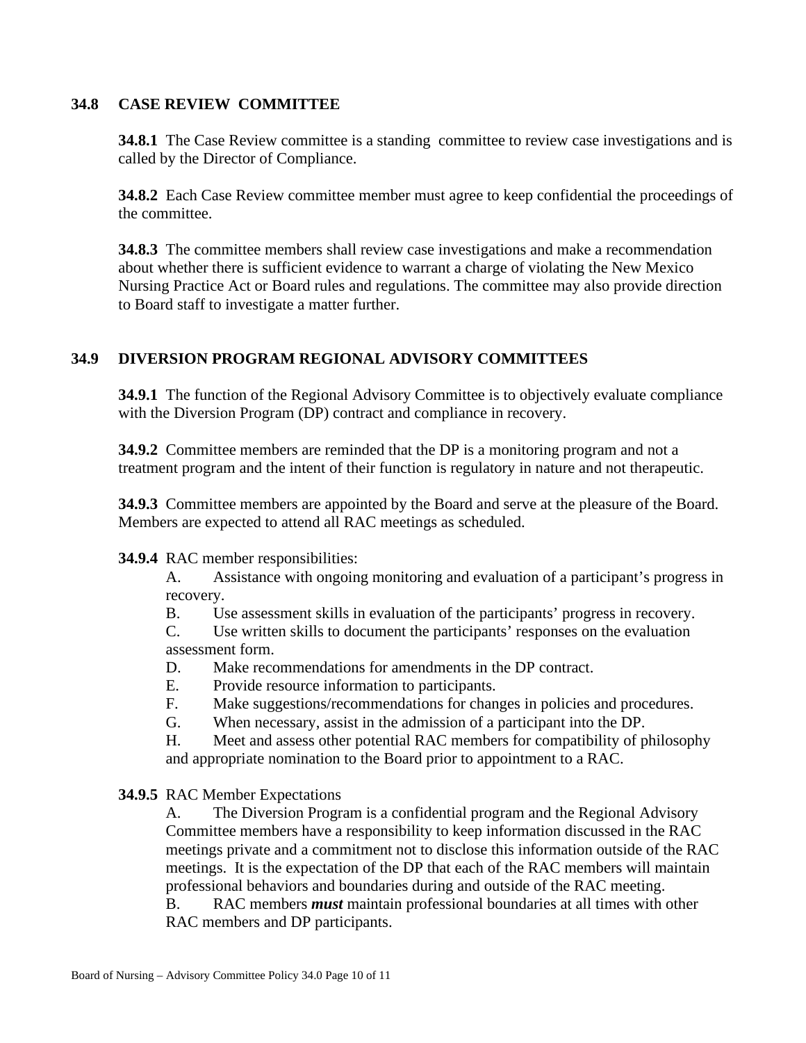## 34.8 CASE REVIEW COMMITTEE

**34.8.1** The Case Review committee is a standing committee to review case investigations and is called by the Director of Compliance.

**34.8.2** Each Case Review committee member must agree to keep confidential the proceedings of the committee.

**34.8.3** The committee members shall review case investigations and make a recommendation about whether there is sufficient evidence to warrant a charge of violating the New Mexico Nursing Practice Act or Board rules and regulations. The committee may also provide direction to Board staff to investigate a matter further.

## 34.9 DIVERSION PROGRAM REGIONAL ADVISORY COMMITTEES

**34.9.1** The function of the Regional Advisory Committee is to objectively evaluate compliance with the Diversion Program (DP) contract and compliance in recovery.

**34.9.2** Committee members are reminded that the DP is a monitoring program and not a treatment program and the intent of their function is regulatory in nature and not therapeutic.

**34.9.3** Committee members are appointed by the Board and serve at the pleasure of the Board. Members are expected to attend all RAC meetings as scheduled.

**34.9.4** RAC member responsibilities:

A. Assistance with ongoing monitoring and evaluation of a participant's progress in recovery.

B. Use assessment skills in evaluation of the participants' progress in recovery.

C. Use written skills to document the participants' responses on the evaluation assessment form.

D. Make recommendations for amendments in the DP contract.

E. Provide resource information to participants.

F. Make suggestions/recommendations for changes in policies and procedures.

G. When necessary, assist in the admission of a participant into the DP.

H. Meet and assess other potential RAC members for compatibility of philosophy and appropriate nomination to the Board prior to appointment to a RAC.

**34.9.5** RAC Member Expectations

A. The Diversion Program is a confidential program and the Regional Advisory Committee members have a responsibility to keep information discussed in the RAC meetings private and a commitment not to disclose this information outside of the RAC meetings. It is the expectation of the DP that each of the RAC members will maintain professional behaviors and boundaries during and outside of the RAC meeting.

B. RAC members ***must*** maintain professional boundaries at all times with other RAC members and DP participants.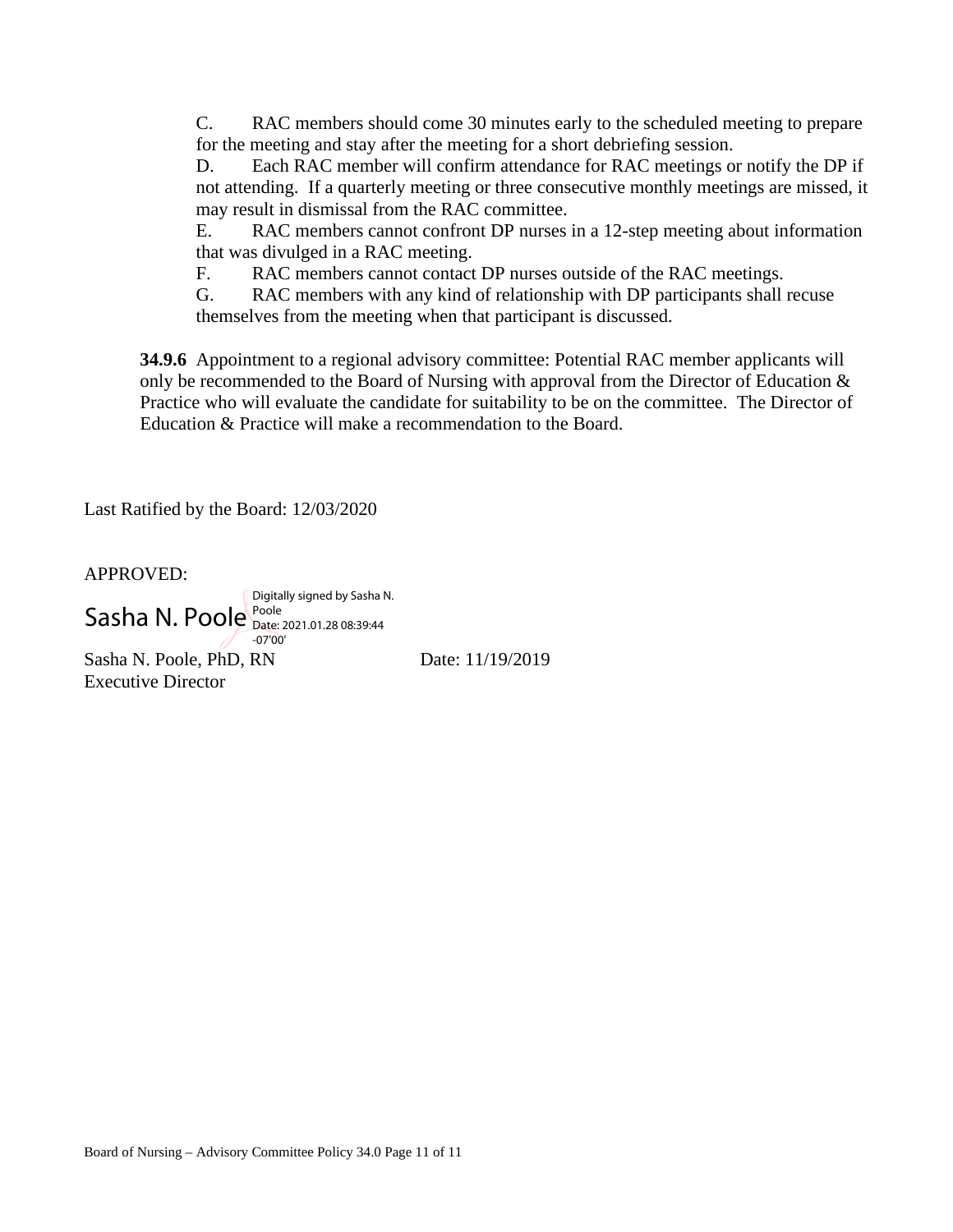C. RAC members should come 30 minutes early to the scheduled meeting to prepare for the meeting and stay after the meeting for a short debriefing session.

D. Each RAC member will confirm attendance for RAC meetings or notify the DP if not attending. If a quarterly meeting or three consecutive monthly meetings are missed, it may result in dismissal from the RAC committee.

E. RAC members cannot confront DP nurses in a 12-step meeting about information that was divulged in a RAC meeting.

F. RAC members cannot contact DP nurses outside of the RAC meetings.

G. RAC members with any kind of relationship with DP participants shall recuse themselves from the meeting when that participant is discussed.

**34.9.6** Appointment to a regional advisory committee: Potential RAC member applicants will only be recommended to the Board of Nursing with approval from the Director of Education & Practice who will evaluate the candidate for suitability to be on the committee. The Director of Education & Practice will make a recommendation to the Board.

Last Ratified by the Board: 12/03/2020

APPROVED:

Sasha N. Poole

Digitally signed by Sasha N. Poole
Date: 2021.01.28 08:39:44 -07'00'

Sasha N. Poole, PhD, RN Date: 11/19/2019
Executive Director